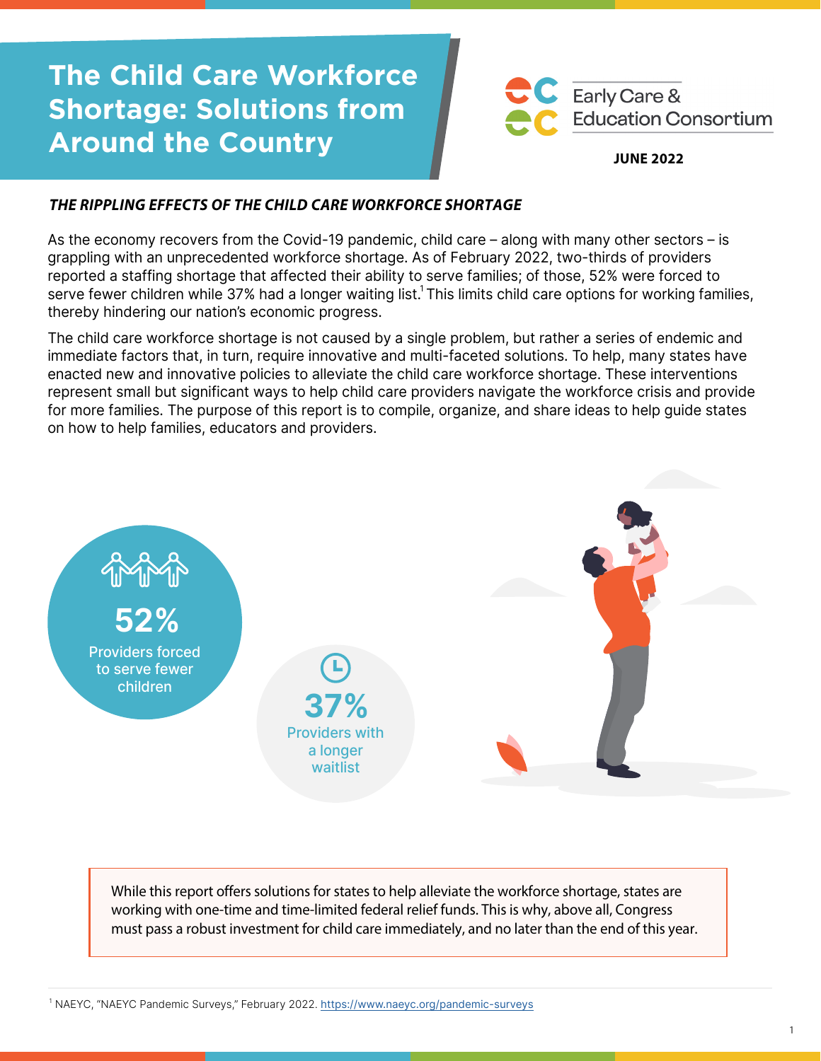# The Child Care Workforce Shortage: Solutions from Around the Country

Early Care & Education Consortium

**JUNE 2022**

### *THE RIPPLING EFFECTS OF THE CHILD CARE WORKFORCE SHORTAGE*

As the economy recovers from the Covid-19 pandemic, child care – along with many other sectors – is grappling with an unprecedented workforce shortage. As of February 2022, two-thirds of providers reported a staffing shortage that affected their ability to serve families; of those, 52% were forced to serve fewer children while 37% had a longer waiting list.[1] This limits child care options for working families, thereby hindering our nation's economic progress.

The child care workforce shortage is not caused by a single problem, but rather a series of endemic and immediate factors that, in turn, require innovative and multi-faceted solutions. To help, many states have enacted new and innovative policies to alleviate the child care workforce shortage. These interventions represent small but significant ways to help child care providers navigate the workforce crisis and provide for more families. The purpose of this report is to compile, organize, and share ideas to help guide states on how to help families, educators and providers.

**52%** Providers forced to serve fewer children

**37%** Providers with a longer waitlist

> While this report offers solutions for states to help alleviate the workforce shortage, states are working with one-time and time-limited federal relief funds. This is why, above all, Congress must pass a robust investment for child care immediately, and no later than the end of this year.

[1] NAEYC, "NAEYC Pandemic Surveys," February 2022. https://www.naeyc.org/pandemic-surveys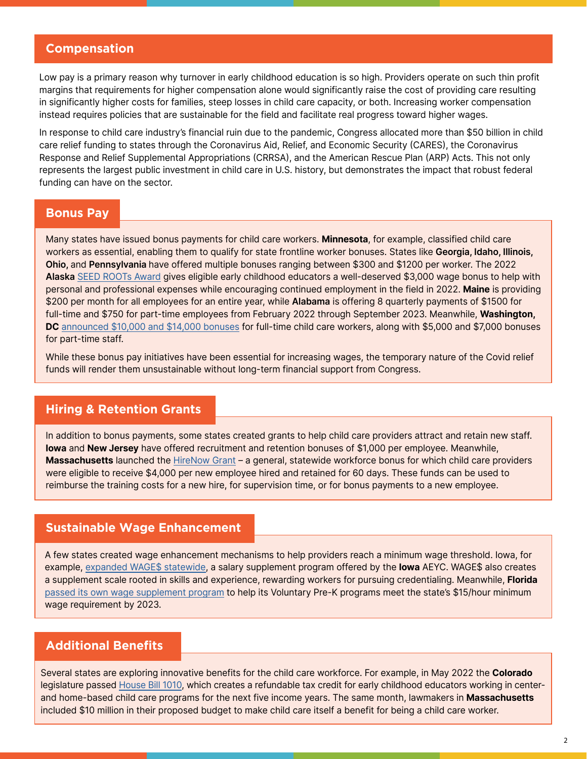## Compensation

Low pay is a primary reason why turnover in early childhood education is so high. Providers operate on such thin profit margins that requirements for higher compensation alone would significantly raise the cost of providing care resulting in significantly higher costs for families, steep losses in child care capacity, or both. Increasing worker compensation instead requires policies that are sustainable for the field and facilitate real progress toward higher wages.

In response to child care industry's financial ruin due to the pandemic, Congress allocated more than $50 billion in child care relief funding to states through the Coronavirus Aid, Relief, and Economic Security (CARES), the Coronavirus Response and Relief Supplemental Appropriations (CRRSA), and the American Rescue Plan (ARP) Acts. This not only represents the largest public investment in child care in U.S. history, but demonstrates the impact that robust federal funding can have on the sector.

### Bonus Pay

Many states have issued bonus payments for child care workers. **Minnesota**, for example, classified child care workers as essential, enabling them to qualify for state frontline worker bonuses. States like **Georgia**, **Idaho**, **Illinois**, **Ohio**, and **Pennsylvania** have offered multiple bonuses ranging between $300 and $1200 per worker. The 2022 **Alaska** SEED ROOTs Award gives eligible early childhood educators a well-deserved $3,000 wage bonus to help with personal and professional expenses while encouraging continued employment in the field in 2022. **Maine** is providing $200 per month for all employees for an entire year, while **Alabama** is offering 8 quarterly payments of $1500 for full-time and $750 for part-time employees from February 2022 through September 2023. Meanwhile, **Washington, DC** announced $10,000 and $14,000 bonuses for full-time child care workers, along with $5,000 and $7,000 bonuses for part-time staff.

While these bonus pay initiatives have been essential for increasing wages, the temporary nature of the Covid relief funds will render them unsustainable without long-term financial support from Congress.

### Hiring & Retention Grants

In addition to bonus payments, some states created grants to help child care providers attract and retain new staff. **Iowa** and **New Jersey** have offered recruitment and retention bonuses of $1,000 per employee. Meanwhile, **Massachusetts** launched the HireNow Grant – a general, statewide workforce bonus for which child care providers were eligible to receive $4,000 per new employee hired and retained for 60 days. These funds can be used to reimburse the training costs for a new hire, for supervision time, or for bonus payments to a new employee.

### Sustainable Wage Enhancement

A few states created wage enhancement mechanisms to help providers reach a minimum wage threshold. Iowa, for example, expanded WAGE$ statewide, a salary supplement program offered by the **Iowa** AEYC. WAGE$ also creates a supplement scale rooted in skills and experience, rewarding workers for pursuing credentialing. Meanwhile, **Florida** passed its own wage supplement program to help its Voluntary Pre-K programs meet the state's $15/hour minimum wage requirement by 2023.

### Additional Benefits

Several states are exploring innovative benefits for the child care workforce. For example, in May 2022 the **Colorado** legislature passed House Bill 1010, which creates a refundable tax credit for early childhood educators working in center- and home-based child care programs for the next five income years. The same month, lawmakers in **Massachusetts** included $10 million in their proposed budget to make child care itself a benefit for being a child care worker.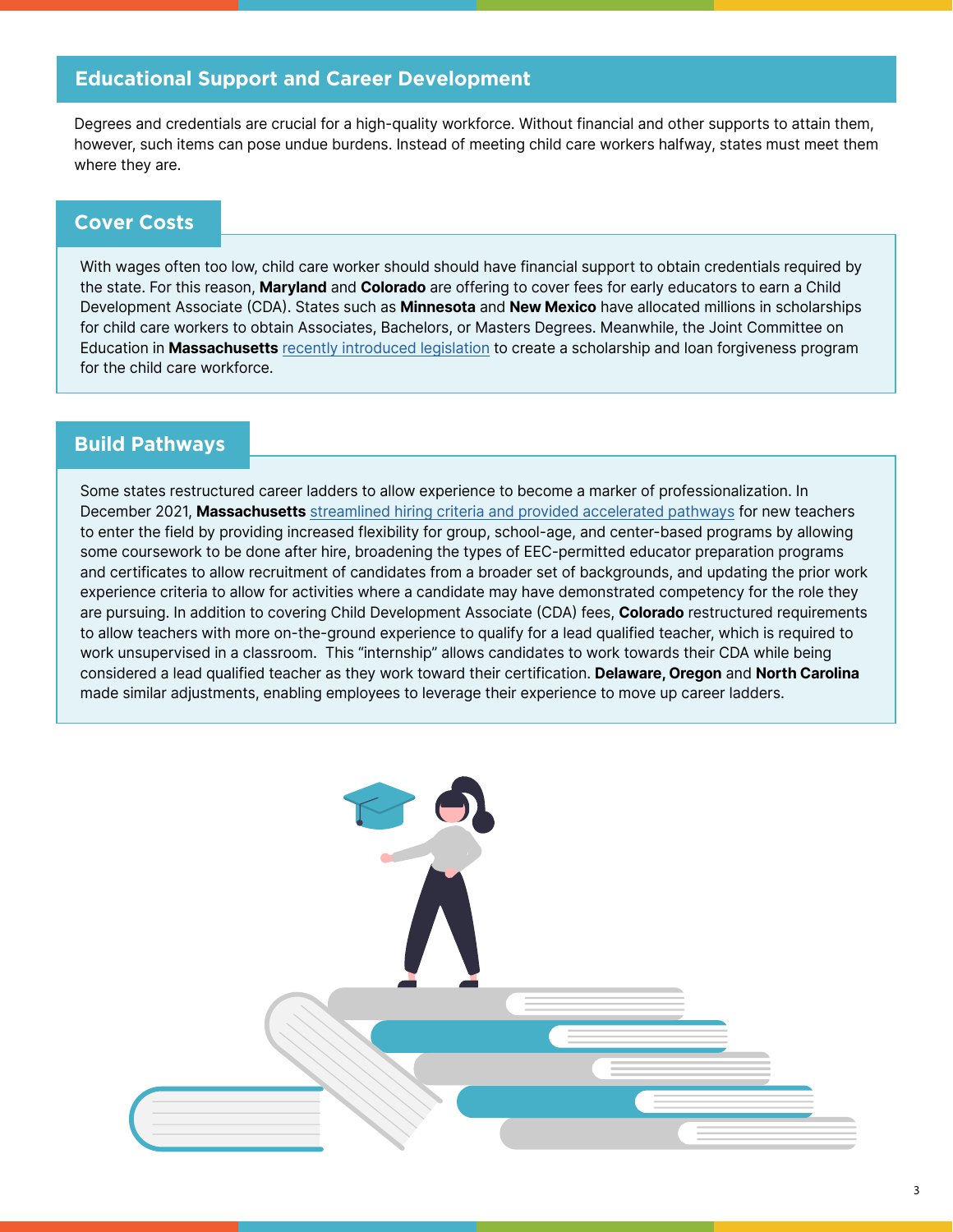## Educational Support and Career Development

Degrees and credentials are crucial for a high-quality workforce. Without financial and other supports to attain them, however, such items can pose undue burdens. Instead of meeting child care workers halfway, states must meet them where they are.

### Cover Costs

With wages often too low, child care worker should should have financial support to obtain credentials required by the state. For this reason, **Maryland** and **Colorado** are offering to cover fees for early educators to earn a Child Development Associate (CDA). States such as **Minnesota** and **New Mexico** have allocated millions in scholarships for child care workers to obtain Associates, Bachelors, or Masters Degrees. Meanwhile, the Joint Committee on Education in **Massachusetts** recently introduced legislation to create a scholarship and loan forgiveness program for the child care workforce.

### Build Pathways

Some states restructured career ladders to allow experience to become a marker of professionalization. In December 2021, **Massachusetts** streamlined hiring criteria and provided accelerated pathways for new teachers to enter the field by providing increased flexibility for group, school-age, and center-based programs by allowing some coursework to be done after hire, broadening the types of EEC-permitted educator preparation programs and certificates to allow recruitment of candidates from a broader set of backgrounds, and updating the prior work experience criteria to allow for activities where a candidate may have demonstrated competency for the role they are pursuing. In addition to covering Child Development Associate (CDA) fees, **Colorado** restructured requirements to allow teachers with more on-the-ground experience to qualify for a lead qualified teacher, which is required to work unsupervised in a classroom. This "internship" allows candidates to work towards their CDA while being considered a lead qualified teacher as they work toward their certification. **Delaware, Oregon** and **North Carolina** made similar adjustments, enabling employees to leverage their experience to move up career ladders.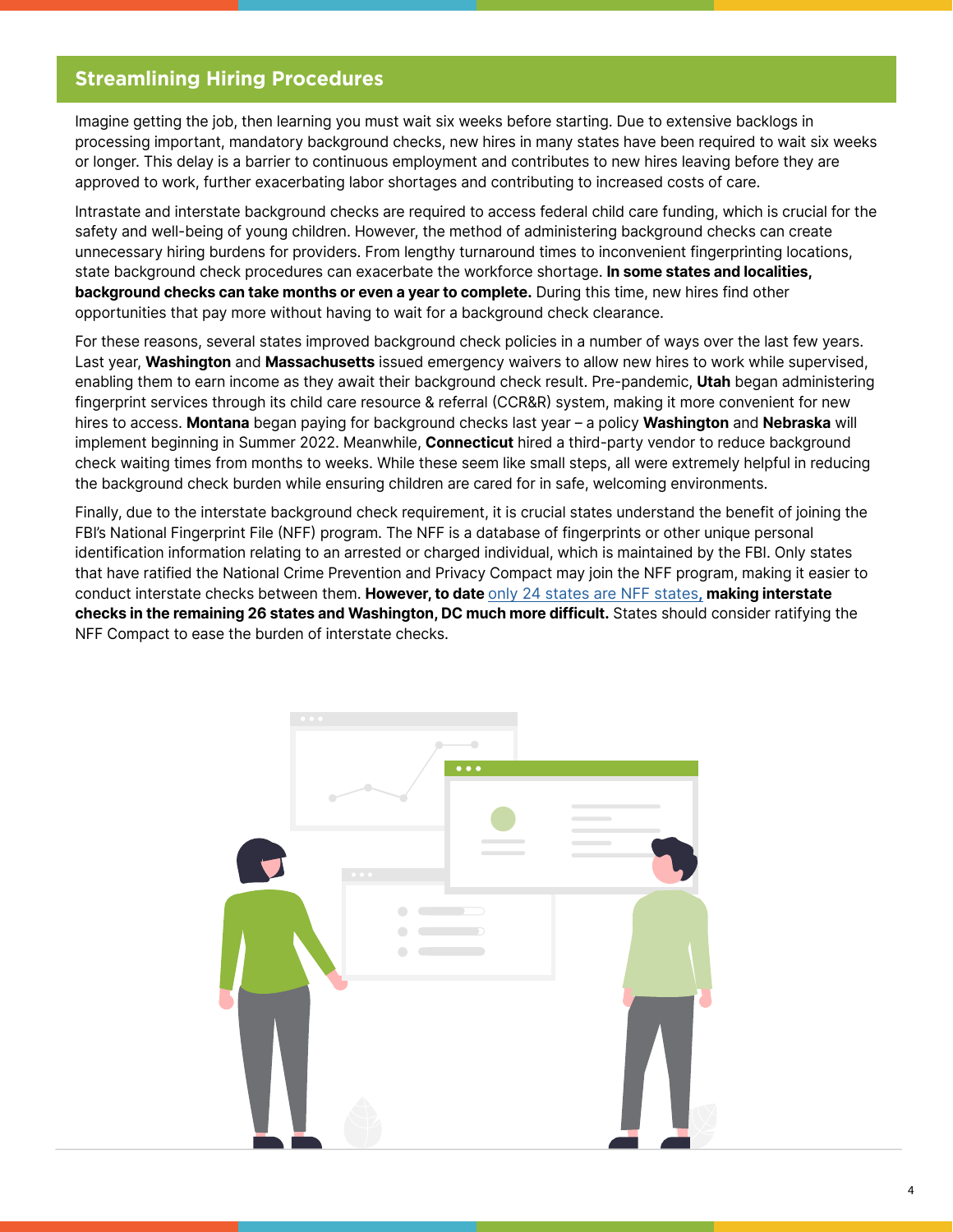## Streamlining Hiring Procedures

Imagine getting the job, then learning you must wait six weeks before starting. Due to extensive backlogs in processing important, mandatory background checks, new hires in many states have been required to wait six weeks or longer. This delay is a barrier to continuous employment and contributes to new hires leaving before they are approved to work, further exacerbating labor shortages and contributing to increased costs of care.

Intrastate and interstate background checks are required to access federal child care funding, which is crucial for the safety and well-being of young children. However, the method of administering background checks can create unnecessary hiring burdens for providers. From lengthy turnaround times to inconvenient fingerprinting locations, state background check procedures can exacerbate the workforce shortage. **In some states and localities, background checks can take months or even a year to complete.** During this time, new hires find other opportunities that pay more without having to wait for a background check clearance.

For these reasons, several states improved background check policies in a number of ways over the last few years. Last year, **Washington** and **Massachusetts** issued emergency waivers to allow new hires to work while supervised, enabling them to earn income as they await their background check result. Pre-pandemic, **Utah** began administering fingerprint services through its child care resource & referral (CCR&R) system, making it more convenient for new hires to access. **Montana** began paying for background checks last year – a policy **Washington** and **Nebraska** will implement beginning in Summer 2022. Meanwhile, **Connecticut** hired a third-party vendor to reduce background check waiting times from months to weeks. While these seem like small steps, all were extremely helpful in reducing the background check burden while ensuring children are cared for in safe, welcoming environments.

Finally, due to the interstate background check requirement, it is crucial states understand the benefit of joining the FBI's National Fingerprint File (NFF) program. The NFF is a database of fingerprints or other unique personal identification information relating to an arrested or charged individual, which is maintained by the FBI. Only states that have ratified the National Crime Prevention and Privacy Compact may join the NFF program, making it easier to conduct interstate checks between them. **However, to date** only 24 states are NFF states, **making interstate checks in the remaining 26 states and Washington, DC much more difficult.** States should consider ratifying the NFF Compact to ease the burden of interstate checks.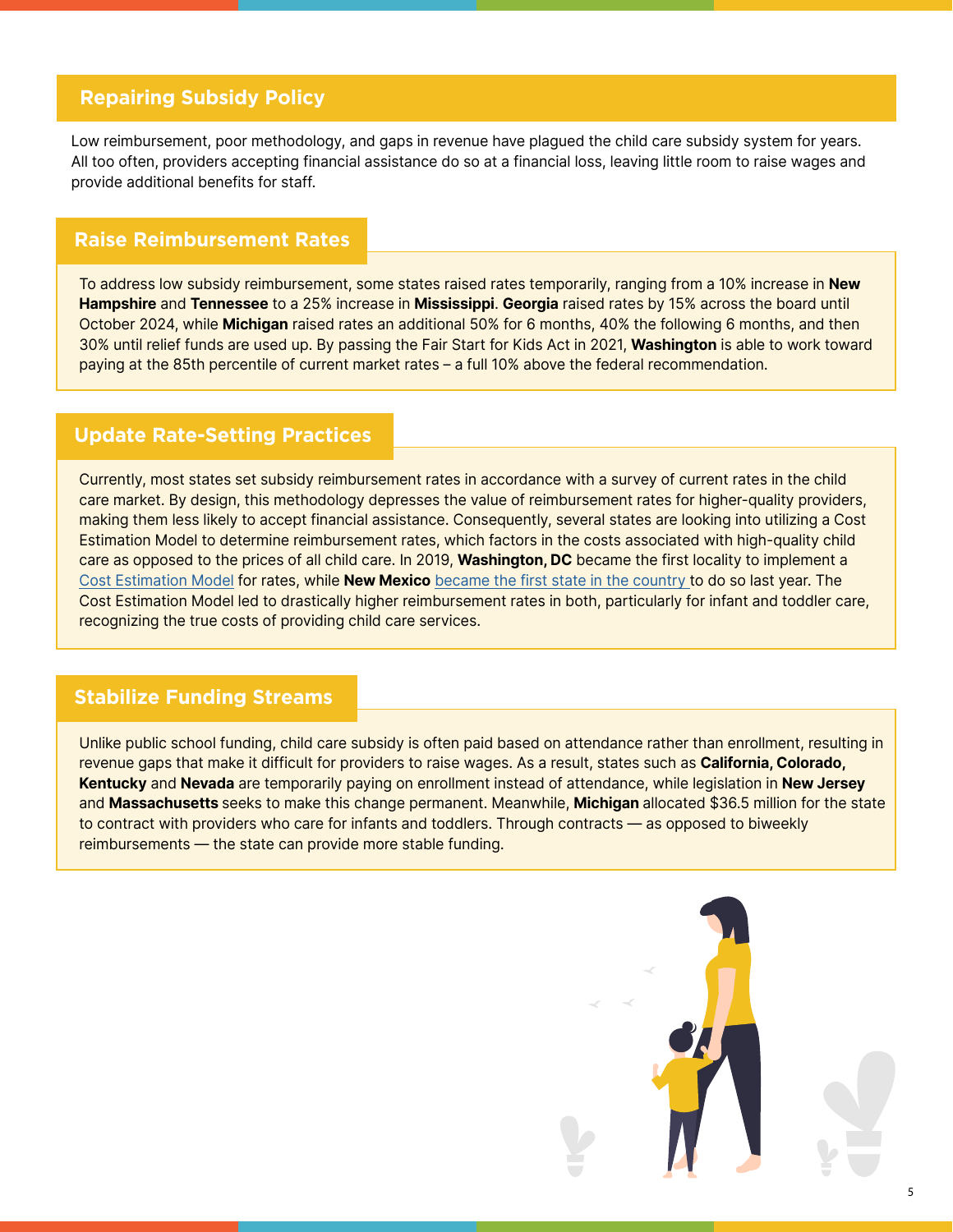## Repairing Subsidy Policy

Low reimbursement, poor methodology, and gaps in revenue have plagued the child care subsidy system for years. All too often, providers accepting financial assistance do so at a financial loss, leaving little room to raise wages and provide additional benefits for staff.

### Raise Reimbursement Rates

To address low subsidy reimbursement, some states raised rates temporarily, ranging from a 10% increase in **New Hampshire** and **Tennessee** to a 25% increase in **Mississippi**. **Georgia** raised rates by 15% across the board until October 2024, while **Michigan** raised rates an additional 50% for 6 months, 40% the following 6 months, and then 30% until relief funds are used up. By passing the Fair Start for Kids Act in 2021, **Washington** is able to work toward paying at the 85th percentile of current market rates – a full 10% above the federal recommendation.

### Update Rate-Setting Practices

Currently, most states set subsidy reimbursement rates in accordance with a survey of current rates in the child care market. By design, this methodology depresses the value of reimbursement rates for higher-quality providers, making them less likely to accept financial assistance. Consequently, several states are looking into utilizing a Cost Estimation Model to determine reimbursement rates, which factors in the costs associated with high-quality child care as opposed to the prices of all child care. In 2019, **Washington, DC** became the first locality to implement a Cost Estimation Model for rates, while **New Mexico** became the first state in the country to do so last year. The Cost Estimation Model led to drastically higher reimbursement rates in both, particularly for infant and toddler care, recognizing the true costs of providing child care services.

### Stabilize Funding Streams

Unlike public school funding, child care subsidy is often paid based on attendance rather than enrollment, resulting in revenue gaps that make it difficult for providers to raise wages. As a result, states such as **California, Colorado, Kentucky** and **Nevada** are temporarily paying on enrollment instead of attendance, while legislation in **New Jersey** and **Massachusetts** seeks to make this change permanent. Meanwhile, **Michigan** allocated $36.5 million for the state to contract with providers who care for infants and toddlers. Through contracts — as opposed to biweekly reimbursements — the state can provide more stable funding.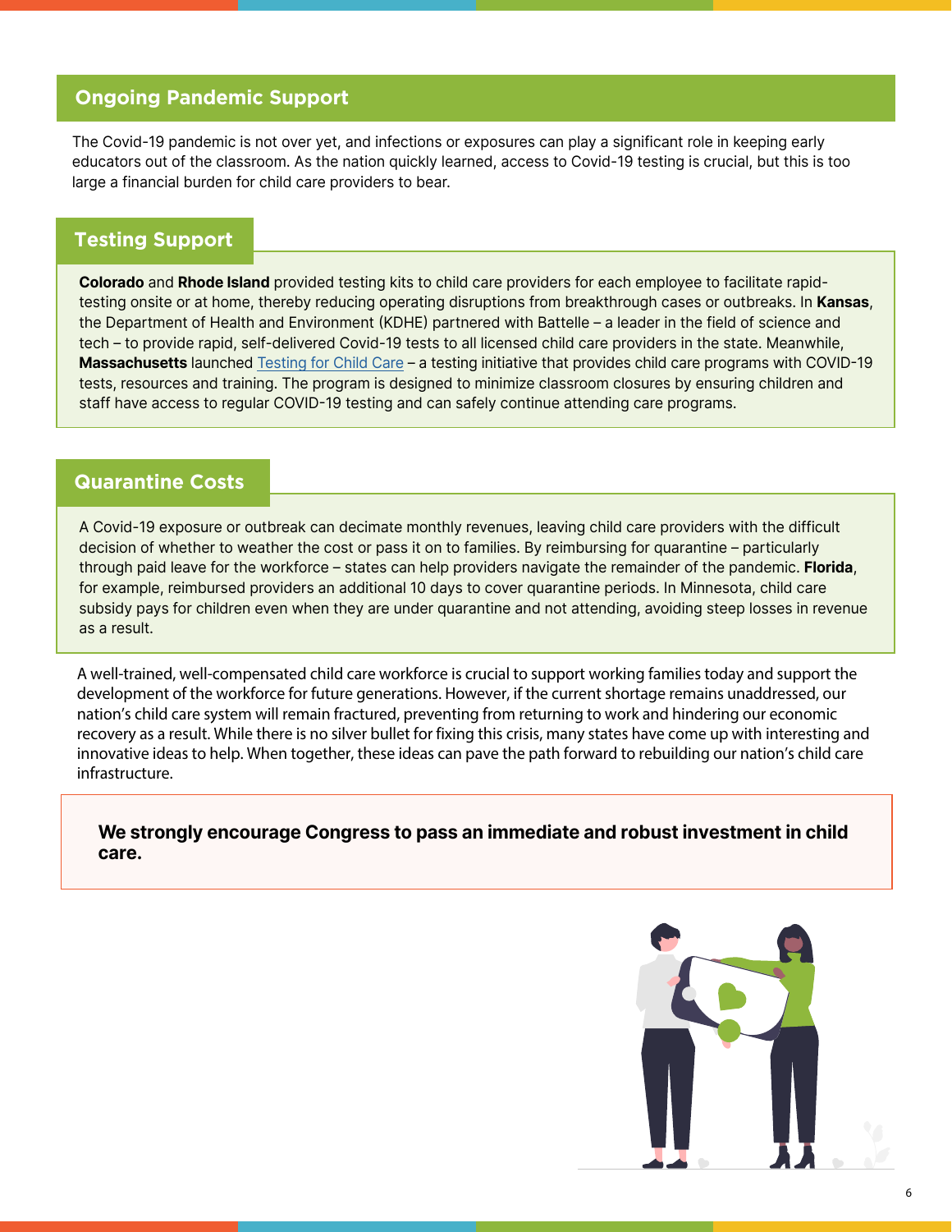## Ongoing Pandemic Support

The Covid-19 pandemic is not over yet, and infections or exposures can play a significant role in keeping early educators out of the classroom. As the nation quickly learned, access to Covid-19 testing is crucial, but this is too large a financial burden for child care providers to bear.

### Testing Support

**Colorado** and **Rhode Island** provided testing kits to child care providers for each employee to facilitate rapid-testing onsite or at home, thereby reducing operating disruptions from breakthrough cases or outbreaks. In **Kansas**, the Department of Health and Environment (KDHE) partnered with Battelle – a leader in the field of science and tech – to provide rapid, self-delivered Covid-19 tests to all licensed child care providers in the state. Meanwhile, **Massachusetts** launched Testing for Child Care – a testing initiative that provides child care programs with COVID-19 tests, resources and training. The program is designed to minimize classroom closures by ensuring children and staff have access to regular COVID-19 testing and can safely continue attending care programs.

### Quarantine Costs

A Covid-19 exposure or outbreak can decimate monthly revenues, leaving child care providers with the difficult decision of whether to weather the cost or pass it on to families. By reimbursing for quarantine – particularly through paid leave for the workforce – states can help providers navigate the remainder of the pandemic. **Florida**, for example, reimbursed providers an additional 10 days to cover quarantine periods. In Minnesota, child care subsidy pays for children even when they are under quarantine and not attending, avoiding steep losses in revenue as a result.

A well-trained, well-compensated child care workforce is crucial to support working families today and support the development of the workforce for future generations. However, if the current shortage remains unaddressed, our nation's child care system will remain fractured, preventing from returning to work and hindering our economic recovery as a result. While there is no silver bullet for fixing this crisis, many states have come up with interesting and innovative ideas to help. When together, these ideas can pave the path forward to rebuilding our nation's child care infrastructure.

**We strongly encourage Congress to pass an immediate and robust investment in child care.**